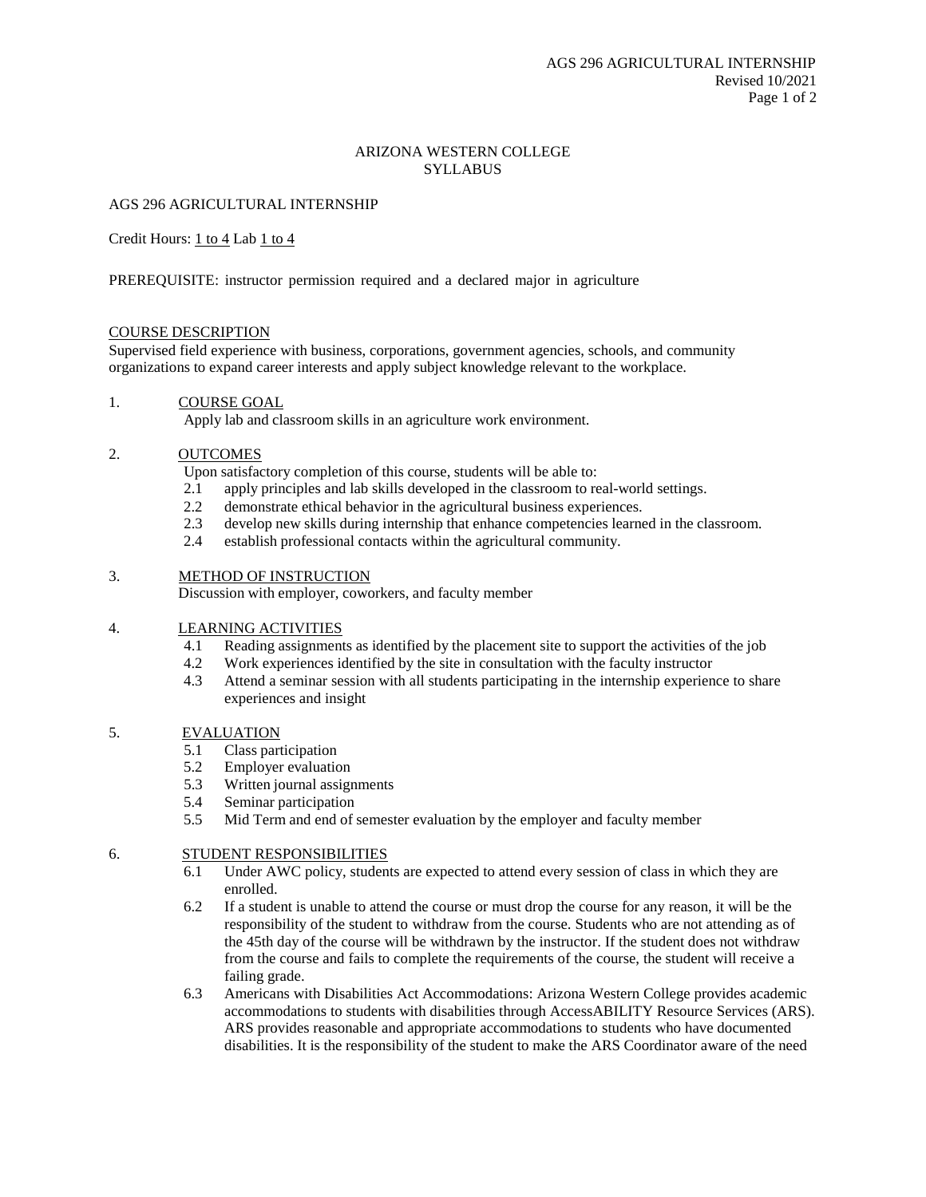# ARIZONA WESTERN COLLEGE
## SYLLABUS

AGS 296 AGRICULTURAL INTERNSHIP

Credit Hours: 1 to 4 Lab 1 to 4

PREREQUISITE: instructor permission required and a declared major in agriculture

### COURSE DESCRIPTION

Supervised field experience with business, corporations, government agencies, schools, and community organizations to expand career interests and apply subject knowledge relevant to the workplace.

### 1. COURSE GOAL

Apply lab and classroom skills in an agriculture work environment.

### 2. OUTCOMES

Upon satisfactory completion of this course, students will be able to:

- 2.1 apply principles and lab skills developed in the classroom to real-world settings.
- 2.2 demonstrate ethical behavior in the agricultural business experiences.
- 2.3 develop new skills during internship that enhance competencies learned in the classroom.
- 2.4 establish professional contacts within the agricultural community.

### 3. METHOD OF INSTRUCTION

Discussion with employer, coworkers, and faculty member

### 4. LEARNING ACTIVITIES

- 4.1 Reading assignments as identified by the placement site to support the activities of the job
- 4.2 Work experiences identified by the site in consultation with the faculty instructor
- 4.3 Attend a seminar session with all students participating in the internship experience to share experiences and insight

### 5. EVALUATION

- 5.1 Class participation
- 5.2 Employer evaluation
- 5.3 Written journal assignments
- 5.4 Seminar participation
- 5.5 Mid Term and end of semester evaluation by the employer and faculty member

### 6. STUDENT RESPONSIBILITIES

- 6.1 Under AWC policy, students are expected to attend every session of class in which they are enrolled.
- 6.2 If a student is unable to attend the course or must drop the course for any reason, it will be the responsibility of the student to withdraw from the course. Students who are not attending as of the 45th day of the course will be withdrawn by the instructor. If the student does not withdraw from the course and fails to complete the requirements of the course, the student will receive a failing grade.
- 6.3 Americans with Disabilities Act Accommodations: Arizona Western College provides academic accommodations to students with disabilities through AccessABILITY Resource Services (ARS). ARS provides reasonable and appropriate accommodations to students who have documented disabilities. It is the responsibility of the student to make the ARS Coordinator aware of the need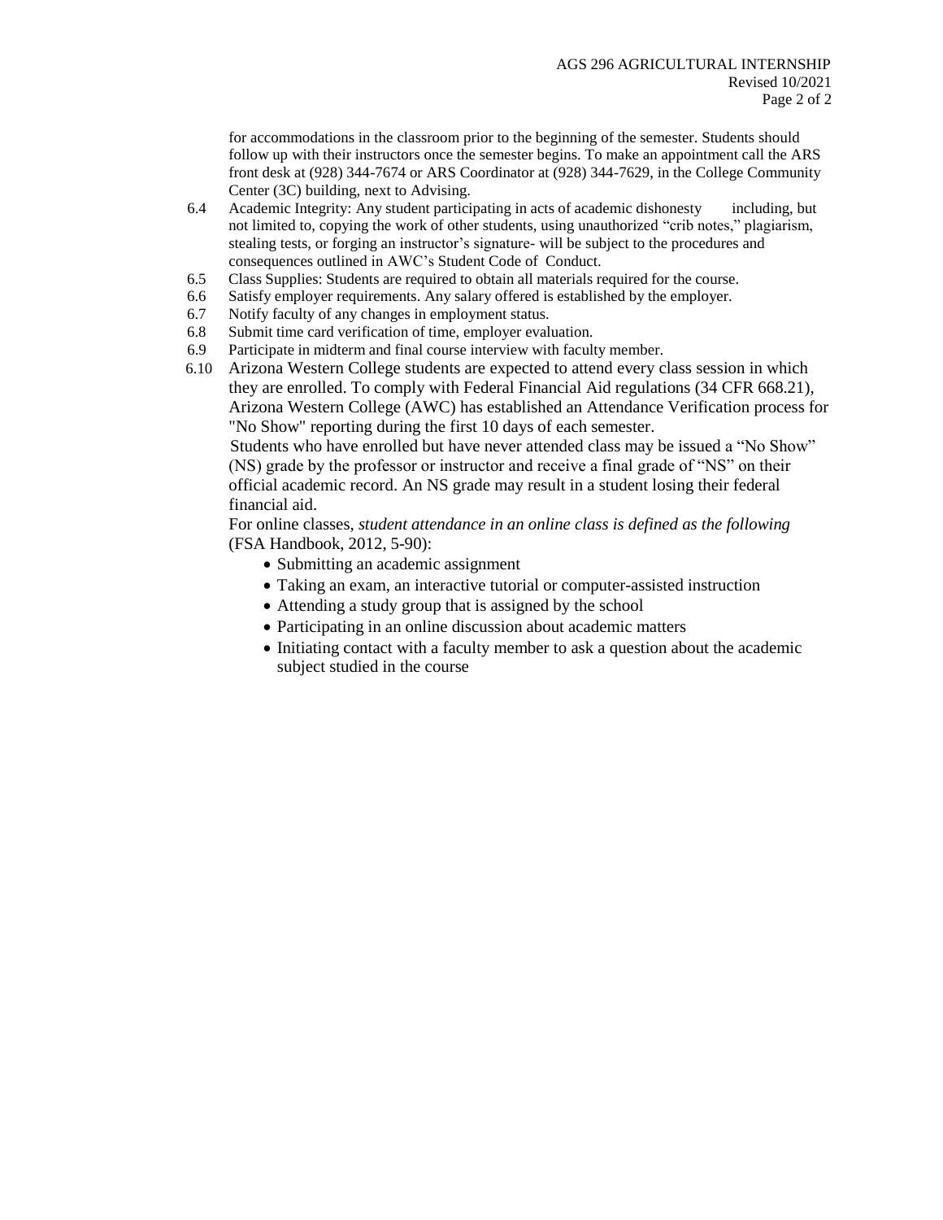for accommodations in the classroom prior to the beginning of the semester. Students should follow up with their instructors once the semester begins. To make an appointment call the ARS front desk at (928) 344-7674 or ARS Coordinator at (928) 344-7629, in the College Community Center (3C) building, next to Advising.

6.4 Academic Integrity: Any student participating in acts of academic dishonesty including, but not limited to, copying the work of other students, using unauthorized "crib notes," plagiarism, stealing tests, or forging an instructor's signature- will be subject to the procedures and consequences outlined in AWC's Student Code of Conduct.

6.5 Class Supplies: Students are required to obtain all materials required for the course.

6.6 Satisfy employer requirements. Any salary offered is established by the employer.

6.7 Notify faculty of any changes in employment status.

6.8 Submit time card verification of time, employer evaluation.

6.9 Participate in midterm and final course interview with faculty member.

6.10 Arizona Western College students are expected to attend every class session in which they are enrolled. To comply with Federal Financial Aid regulations (34 CFR 668.21), Arizona Western College (AWC) has established an Attendance Verification process for "No Show" reporting during the first 10 days of each semester.

Students who have enrolled but have never attended class may be issued a "No Show" (NS) grade by the professor or instructor and receive a final grade of "NS" on their official academic record. An NS grade may result in a student losing their federal financial aid.

For online classes, *student attendance in an online class is defined as the following* (FSA Handbook, 2012, 5-90):

- Submitting an academic assignment
- Taking an exam, an interactive tutorial or computer-assisted instruction
- Attending a study group that is assigned by the school
- Participating in an online discussion about academic matters
- Initiating contact with a faculty member to ask a question about the academic subject studied in the course